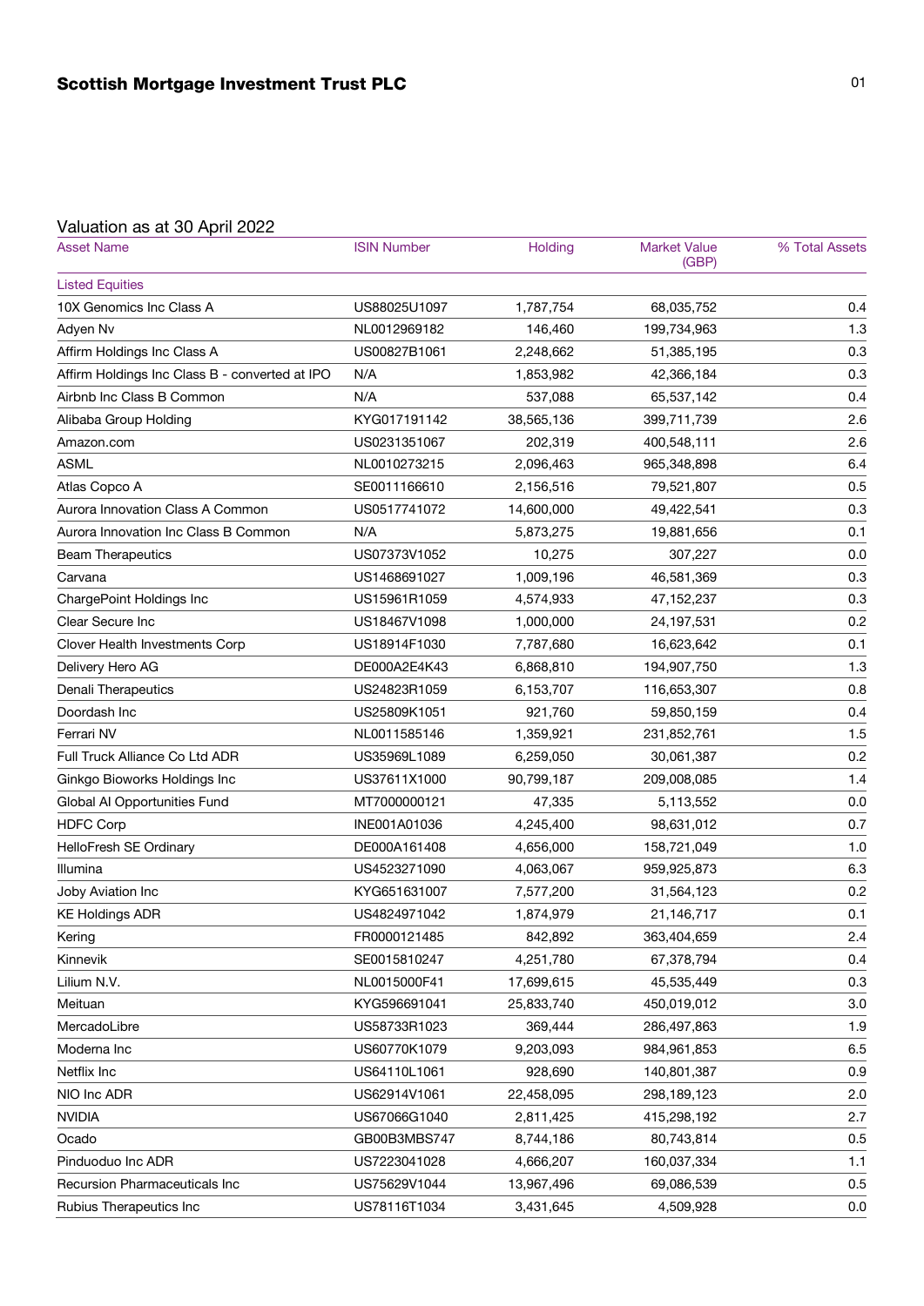# Scottish Mortgage Investment Trust PLC

## Valuation as at 30 April 2022

| Asset Name | ISIN Number | Holding | Market Value (GBP) | % Total Assets |
|---|---|---|---|---|
| Listed Equities | | | | |
| 10X Genomics Inc Class A | US88025U1097 | 1,787,754 | 68,035,752 | 0.4 |
| Adyen Nv | NL0012969182 | 146,460 | 199,734,963 | 1.3 |
| Affirm Holdings Inc Class A | US00827B1061 | 2,248,662 | 51,385,195 | 0.3 |
| Affirm Holdings Inc Class B - converted at IPO | N/A | 1,853,982 | 42,366,184 | 0.3 |
| Airbnb Inc Class B Common | N/A | 537,088 | 65,537,142 | 0.4 |
| Alibaba Group Holding | KYG017191142 | 38,565,136 | 399,711,739 | 2.6 |
| Amazon.com | US0231351067 | 202,319 | 400,548,111 | 2.6 |
| ASML | NL0010273215 | 2,096,463 | 965,348,898 | 6.4 |
| Atlas Copco A | SE0011166610 | 2,156,516 | 79,521,807 | 0.5 |
| Aurora Innovation Class A Common | US0517741072 | 14,600,000 | 49,422,541 | 0.3 |
| Aurora Innovation Inc Class B Common | N/A | 5,873,275 | 19,881,656 | 0.1 |
| Beam Therapeutics | US07373V1052 | 10,275 | 307,227 | 0.0 |
| Carvana | US1468691027 | 1,009,196 | 46,581,369 | 0.3 |
| ChargePoint Holdings Inc | US15961R1059 | 4,574,933 | 47,152,237 | 0.3 |
| Clear Secure Inc | US18467V1098 | 1,000,000 | 24,197,531 | 0.2 |
| Clover Health Investments Corp | US18914F1030 | 7,787,680 | 16,623,642 | 0.1 |
| Delivery Hero AG | DE000A2E4K43 | 6,868,810 | 194,907,750 | 1.3 |
| Denali Therapeutics | US24823R1059 | 6,153,707 | 116,653,307 | 0.8 |
| Doordash Inc | US25809K1051 | 921,760 | 59,850,159 | 0.4 |
| Ferrari NV | NL0011585146 | 1,359,921 | 231,852,761 | 1.5 |
| Full Truck Alliance Co Ltd ADR | US35969L1089 | 6,259,050 | 30,061,387 | 0.2 |
| Ginkgo Bioworks Holdings Inc | US37611X1000 | 90,799,187 | 209,008,085 | 1.4 |
| Global AI Opportunities Fund | MT7000000121 | 47,335 | 5,113,552 | 0.0 |
| HDFC Corp | INE001A01036 | 4,245,400 | 98,631,012 | 0.7 |
| HelloFresh SE Ordinary | DE000A161408 | 4,656,000 | 158,721,049 | 1.0 |
| Illumina | US4523271090 | 4,063,067 | 959,925,873 | 6.3 |
| Joby Aviation Inc | KYG651631007 | 7,577,200 | 31,564,123 | 0.2 |
| KE Holdings ADR | US4824971042 | 1,874,979 | 21,146,717 | 0.1 |
| Kering | FR0000121485 | 842,892 | 363,404,659 | 2.4 |
| Kinnevik | SE0015810247 | 4,251,780 | 67,378,794 | 0.4 |
| Lilium N.V. | NL0015000F41 | 17,699,615 | 45,535,449 | 0.3 |
| Meituan | KYG596691041 | 25,833,740 | 450,019,012 | 3.0 |
| MercadoLibre | US58733R1023 | 369,444 | 286,497,863 | 1.9 |
| Moderna Inc | US60770K1079 | 9,203,093 | 984,961,853 | 6.5 |
| Netflix Inc | US64110L1061 | 928,690 | 140,801,387 | 0.9 |
| NIO Inc ADR | US62914V1061 | 22,458,095 | 298,189,123 | 2.0 |
| NVIDIA | US67066G1040 | 2,811,425 | 415,298,192 | 2.7 |
| Ocado | GB00B3MBS747 | 8,744,186 | 80,743,814 | 0.5 |
| Pinduoduo Inc ADR | US7223041028 | 4,666,207 | 160,037,334 | 1.1 |
| Recursion Pharmaceuticals Inc | US75629V1044 | 13,967,496 | 69,086,539 | 0.5 |
| Rubius Therapeutics Inc | US78116T1034 | 3,431,645 | 4,509,928 | 0.0 |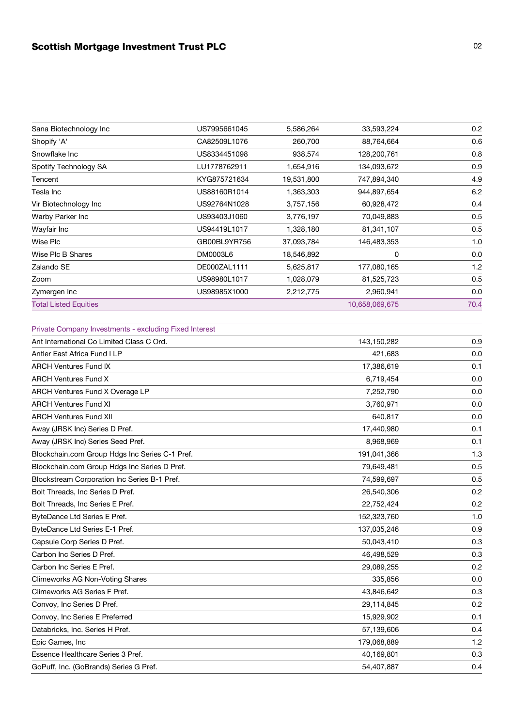| | | | | |
|---|---|---|---|---|
| Sana Biotechnology Inc | US7995661045 | 5,586,264 | 33,593,224 | 0.2 |
| Shopify 'A' | CA82509L1076 | 260,700 | 88,764,664 | 0.6 |
| Snowflake Inc | US8334451098 | 938,574 | 128,200,761 | 0.8 |
| Spotify Technology SA | LU1778762911 | 1,654,916 | 134,093,672 | 0.9 |
| Tencent | KYG875721634 | 19,531,800 | 747,894,340 | 4.9 |
| Tesla Inc | US88160R1014 | 1,363,303 | 944,897,654 | 6.2 |
| Vir Biotechnology Inc | US92764N1028 | 3,757,156 | 60,928,472 | 0.4 |
| Warby Parker Inc | US93403J1060 | 3,776,197 | 70,049,883 | 0.5 |
| Wayfair Inc | US94419L1017 | 1,328,180 | 81,341,107 | 0.5 |
| Wise Plc | GB00BL9YR756 | 37,093,784 | 146,483,353 | 1.0 |
| Wise Plc B Shares | DM0003L6 | 18,546,892 | 0 | 0.0 |
| Zalando SE | DE000ZAL1111 | 5,625,817 | 177,080,165 | 1.2 |
| Zoom | US98980L1017 | 1,028,079 | 81,525,723 | 0.5 |
| Zymergen Inc | US98985X1000 | 2,212,775 | 2,960,941 | 0.0 |
| Total Listed Equities | | | 10,658,069,675 | 70.4 |

| | | |
|---|---|---|
| Private Company Investments - excluding Fixed Interest | | |
| Ant International Co Limited Class C Ord. | 143,150,282 | 0.9 |
| Antler East Africa Fund I LP | 421,683 | 0.0 |
| ARCH Ventures Fund IX | 17,386,619 | 0.1 |
| ARCH Ventures Fund X | 6,719,454 | 0.0 |
| ARCH Ventures Fund X Overage LP | 7,252,790 | 0.0 |
| ARCH Ventures Fund XI | 3,760,971 | 0.0 |
| ARCH Ventures Fund XII | 640,817 | 0.0 |
| Away (JRSK Inc) Series D Pref. | 17,440,980 | 0.1 |
| Away (JRSK Inc) Series Seed Pref. | 8,968,969 | 0.1 |
| Blockchain.com Group Hdgs Inc Series C-1 Pref. | 191,041,366 | 1.3 |
| Blockchain.com Group Hdgs Inc Series D Pref. | 79,649,481 | 0.5 |
| Blockstream Corporation Inc Series B-1 Pref. | 74,599,697 | 0.5 |
| Bolt Threads, Inc Series D Pref. | 26,540,306 | 0.2 |
| Bolt Threads, Inc Series E Pref. | 22,752,424 | 0.2 |
| ByteDance Ltd Series E Pref. | 152,323,760 | 1.0 |
| ByteDance Ltd Series E-1 Pref. | 137,035,246 | 0.9 |
| Capsule Corp Series D Pref. | 50,043,410 | 0.3 |
| Carbon Inc Series D Pref. | 46,498,529 | 0.3 |
| Carbon Inc Series E Pref. | 29,089,255 | 0.2 |
| Climeworks AG Non-Voting Shares | 335,856 | 0.0 |
| Climeworks AG Series F Pref. | 43,846,642 | 0.3 |
| Convoy, Inc Series D Pref. | 29,114,845 | 0.2 |
| Convoy, Inc Series E Preferred | 15,929,902 | 0.1 |
| Databricks, Inc. Series H Pref. | 57,139,606 | 0.4 |
| Epic Games, Inc | 179,068,889 | 1.2 |
| Essence Healthcare Series 3 Pref. | 40,169,801 | 0.3 |
| GoPuff, Inc. (GoBrands) Series G Pref. | 54,407,887 | 0.4 |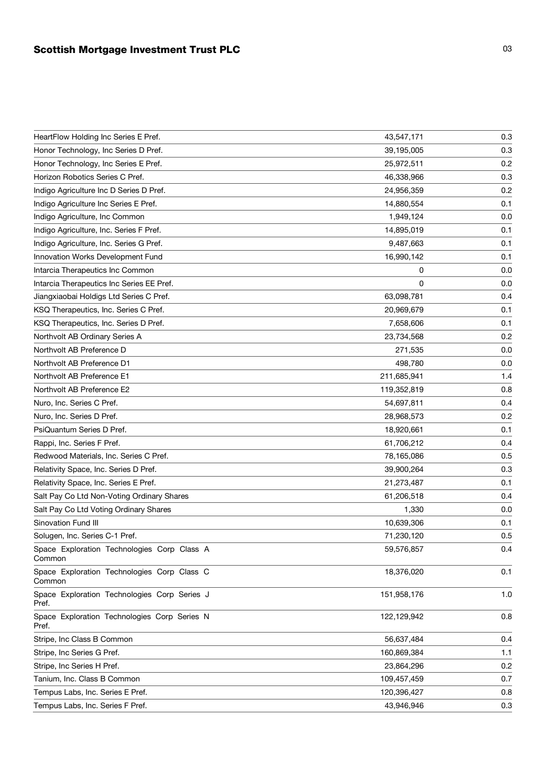| | | |
|---|---|---|
| HeartFlow Holding Inc Series E Pref. | 43,547,171 | 0.3 |
| Honor Technology, Inc Series D Pref. | 39,195,005 | 0.3 |
| Honor Technology, Inc Series E Pref. | 25,972,511 | 0.2 |
| Horizon Robotics Series C Pref. | 46,338,966 | 0.3 |
| Indigo Agriculture Inc D Series D Pref. | 24,956,359 | 0.2 |
| Indigo Agriculture Inc Series E Pref. | 14,880,554 | 0.1 |
| Indigo Agriculture, Inc Common | 1,949,124 | 0.0 |
| Indigo Agriculture, Inc. Series F Pref. | 14,895,019 | 0.1 |
| Indigo Agriculture, Inc. Series G Pref. | 9,487,663 | 0.1 |
| Innovation Works Development Fund | 16,990,142 | 0.1 |
| Intarcia Therapeutics Inc Common | 0 | 0.0 |
| Intarcia Therapeutics Inc Series EE Pref. | 0 | 0.0 |
| Jiangxiaobai Holdigs Ltd Series C Pref. | 63,098,781 | 0.4 |
| KSQ Therapeutics, Inc. Series C Pref. | 20,969,679 | 0.1 |
| KSQ Therapeutics, Inc. Series D Pref. | 7,658,606 | 0.1 |
| Northvolt AB Ordinary Series A | 23,734,568 | 0.2 |
| Northvolt AB Preference D | 271,535 | 0.0 |
| Northvolt AB Preference D1 | 498,780 | 0.0 |
| Northvolt AB Preference E1 | 211,685,941 | 1.4 |
| Northvolt AB Preference E2 | 119,352,819 | 0.8 |
| Nuro, Inc. Series C Pref. | 54,697,811 | 0.4 |
| Nuro, Inc. Series D Pref. | 28,968,573 | 0.2 |
| PsiQuantum Series D Pref. | 18,920,661 | 0.1 |
| Rappi, Inc. Series F Pref. | 61,706,212 | 0.4 |
| Redwood Materials, Inc. Series C Pref. | 78,165,086 | 0.5 |
| Relativity Space, Inc. Series D Pref. | 39,900,264 | 0.3 |
| Relativity Space, Inc. Series E Pref. | 21,273,487 | 0.1 |
| Salt Pay Co Ltd Non-Voting Ordinary Shares | 61,206,518 | 0.4 |
| Salt Pay Co Ltd Voting Ordinary Shares | 1,330 | 0.0 |
| Sinovation Fund III | 10,639,306 | 0.1 |
| Solugen, Inc. Series C-1 Pref. | 71,230,120 | 0.5 |
| Space Exploration Technologies Corp Class A Common | 59,576,857 | 0.4 |
| Space Exploration Technologies Corp Class C Common | 18,376,020 | 0.1 |
| Space Exploration Technologies Corp Series J Pref. | 151,958,176 | 1.0 |
| Space Exploration Technologies Corp Series N Pref. | 122,129,942 | 0.8 |
| Stripe, Inc Class B Common | 56,637,484 | 0.4 |
| Stripe, Inc Series G Pref. | 160,869,384 | 1.1 |
| Stripe, Inc Series H Pref. | 23,864,296 | 0.2 |
| Tanium, Inc. Class B Common | 109,457,459 | 0.7 |
| Tempus Labs, Inc. Series E Pref. | 120,396,427 | 0.8 |
| Tempus Labs, Inc. Series F Pref. | 43,946,946 | 0.3 |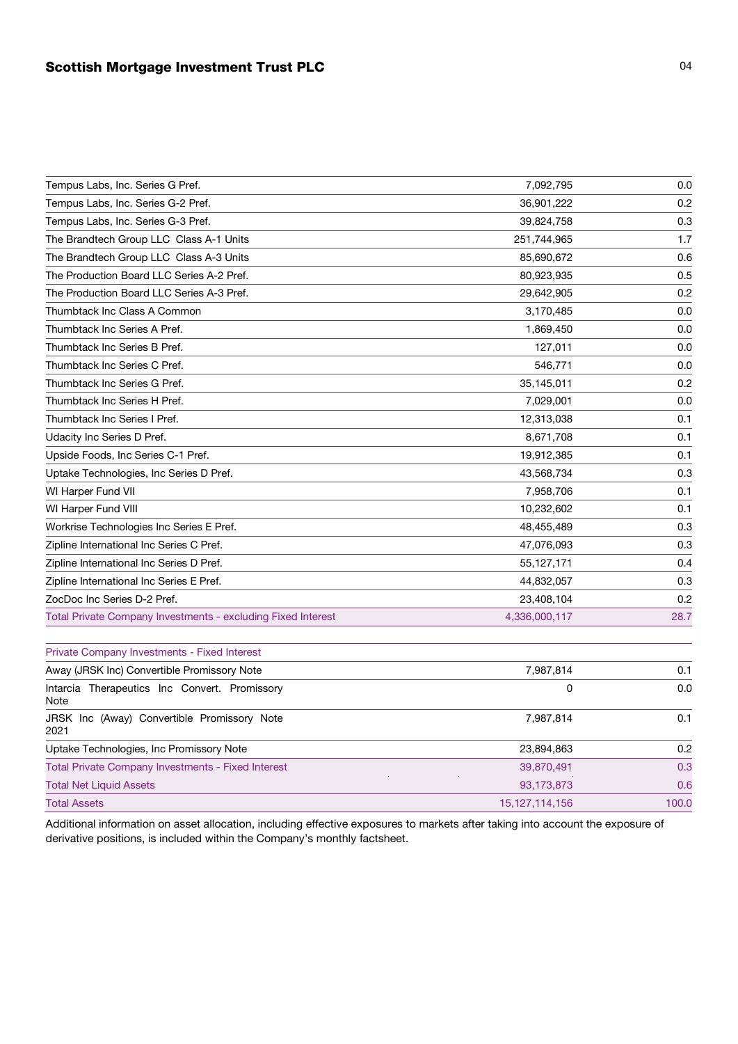| | | |
|---|---|---|
| Tempus Labs, Inc. Series G Pref. | 7,092,795 | 0.0 |
| Tempus Labs, Inc. Series G-2 Pref. | 36,901,222 | 0.2 |
| Tempus Labs, Inc. Series G-3 Pref. | 39,824,758 | 0.3 |
| The Brandtech Group LLC Class A-1 Units | 251,744,965 | 1.7 |
| The Brandtech Group LLC Class A-3 Units | 85,690,672 | 0.6 |
| The Production Board LLC Series A-2 Pref. | 80,923,935 | 0.5 |
| The Production Board LLC Series A-3 Pref. | 29,642,905 | 0.2 |
| Thumbtack Inc Class A Common | 3,170,485 | 0.0 |
| Thumbtack Inc Series A Pref. | 1,869,450 | 0.0 |
| Thumbtack Inc Series B Pref. | 127,011 | 0.0 |
| Thumbtack Inc Series C Pref. | 546,771 | 0.0 |
| Thumbtack Inc Series G Pref. | 35,145,011 | 0.2 |
| Thumbtack Inc Series H Pref. | 7,029,001 | 0.0 |
| Thumbtack Inc Series I Pref. | 12,313,038 | 0.1 |
| Udacity Inc Series D Pref. | 8,671,708 | 0.1 |
| Upside Foods, Inc Series C-1 Pref. | 19,912,385 | 0.1 |
| Uptake Technologies, Inc Series D Pref. | 43,568,734 | 0.3 |
| WI Harper Fund VII | 7,958,706 | 0.1 |
| WI Harper Fund VIII | 10,232,602 | 0.1 |
| Workrise Technologies Inc Series E Pref. | 48,455,489 | 0.3 |
| Zipline International Inc Series C Pref. | 47,076,093 | 0.3 |
| Zipline International Inc Series D Pref. | 55,127,171 | 0.4 |
| Zipline International Inc Series E Pref. | 44,832,057 | 0.3 |
| ZocDoc Inc Series D-2 Pref. | 23,408,104 | 0.2 |
| Total Private Company Investments - excluding Fixed Interest | 4,336,000,117 | 28.7 |

| | | |
|---|---|---|
| Private Company Investments - Fixed Interest | | |
| Away (JRSK Inc) Convertible Promissory Note | 7,987,814 | 0.1 |
| Intarcia Therapeutics Inc Convert. Promissory Note | 0 | 0.0 |
| JRSK Inc (Away) Convertible Promissory Note 2021 | 7,987,814 | 0.1 |
| Uptake Technologies, Inc Promissory Note | 23,894,863 | 0.2 |
| Total Private Company Investments - Fixed Interest | 39,870,491 | 0.3 |
| Total Net Liquid Assets | 93,173,873 | 0.6 |
| Total Assets | 15,127,114,156 | 100.0 |

Additional information on asset allocation, including effective exposures to markets after taking into account the exposure of derivative positions, is included within the Company's monthly factsheet.